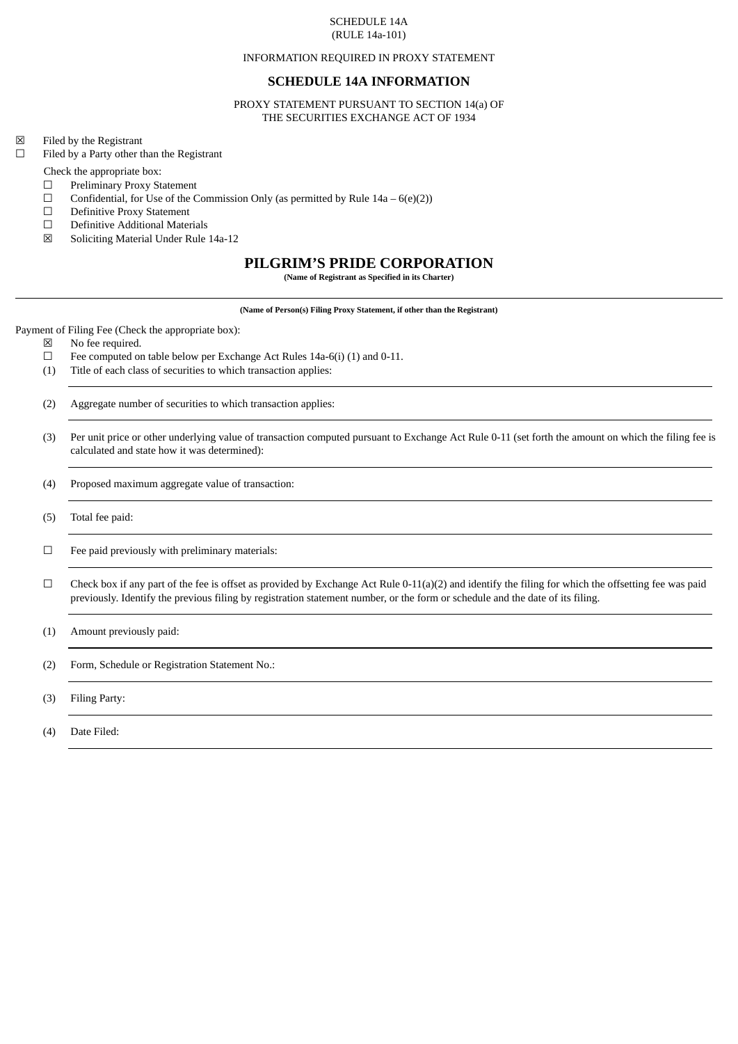SCHEDULE 14A
(RULE 14a-101)

INFORMATION REQUIRED IN PROXY STATEMENT

# SCHEDULE 14A INFORMATION

PROXY STATEMENT PURSUANT TO SECTION 14(a) OF
THE SECURITIES EXCHANGE ACT OF 1934

☒ Filed by the Registrant
☐ Filed by a Party other than the Registrant

Check the appropriate box:

☐ Preliminary Proxy Statement
☐ Confidential, for Use of the Commission Only (as permitted by Rule 14a – 6(e)(2))
☐ Definitive Proxy Statement
☐ Definitive Additional Materials
☒ Soliciting Material Under Rule 14a-12

# PILGRIM'S PRIDE CORPORATION

**(Name of Registrant as Specified in its Charter)**

---

**(Name of Person(s) Filing Proxy Statement, if other than the Registrant)**

Payment of Filing Fee (Check the appropriate box):

☒ No fee required.
☐ Fee computed on table below per Exchange Act Rules 14a-6(i) (1) and 0-11.
(1) Title of each class of securities to which transaction applies:

(2) Aggregate number of securities to which transaction applies:

(3) Per unit price or other underlying value of transaction computed pursuant to Exchange Act Rule 0-11 (set forth the amount on which the filing fee is calculated and state how it was determined):

(4) Proposed maximum aggregate value of transaction:

(5) Total fee paid:

☐ Fee paid previously with preliminary materials:

☐ Check box if any part of the fee is offset as provided by Exchange Act Rule 0-11(a)(2) and identify the filing for which the offsetting fee was paid previously. Identify the previous filing by registration statement number, or the form or schedule and the date of its filing.

(1) Amount previously paid:

(2) Form, Schedule or Registration Statement No.:

(3) Filing Party:

(4) Date Filed: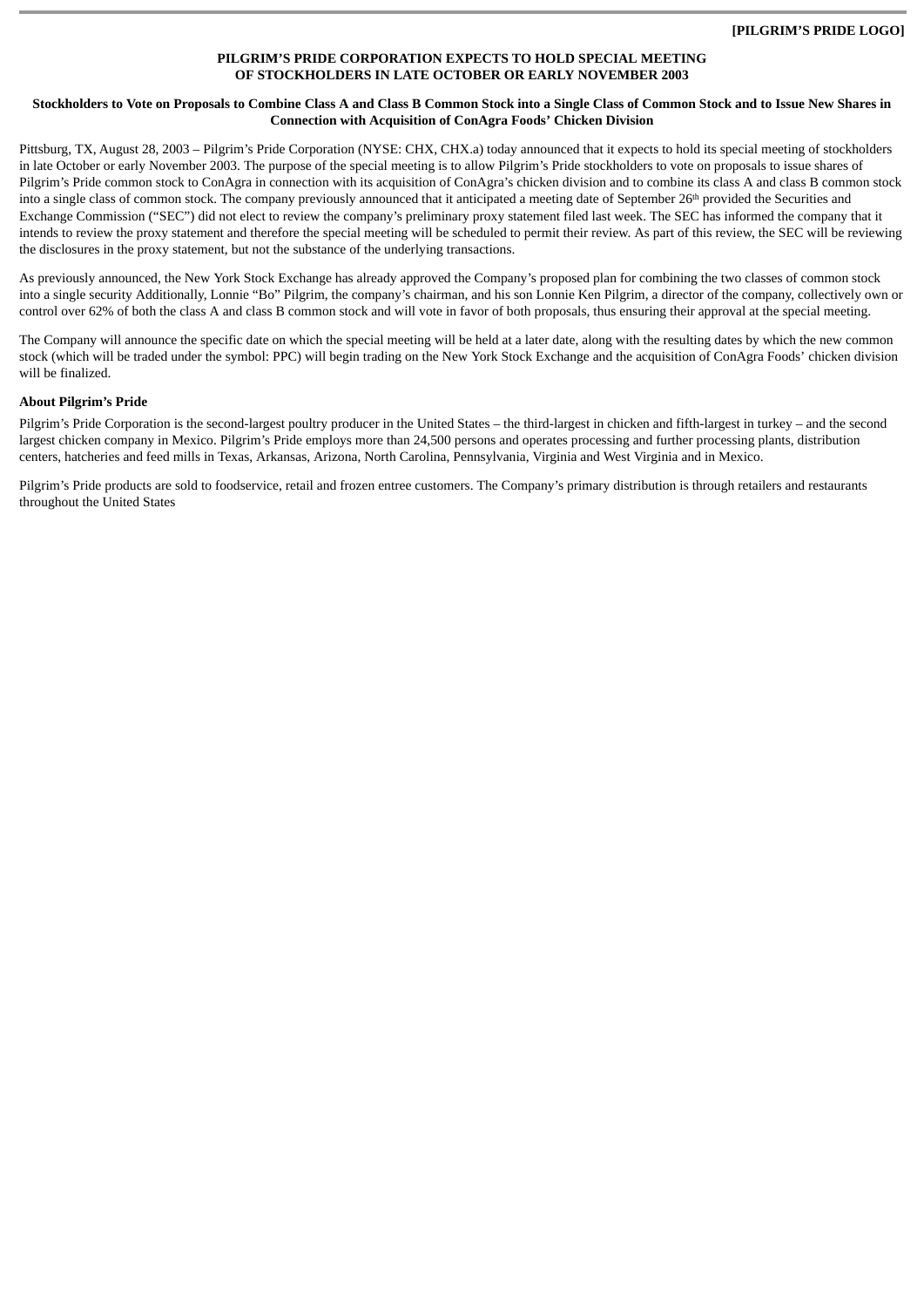**[PILGRIM'S PRIDE LOGO]**

# PILGRIM'S PRIDE CORPORATION EXPECTS TO HOLD SPECIAL MEETING OF STOCKHOLDERS IN LATE OCTOBER OR EARLY NOVEMBER 2003

## Stockholders to Vote on Proposals to Combine Class A and Class B Common Stock into a Single Class of Common Stock and to Issue New Shares in Connection with Acquisition of ConAgra Foods' Chicken Division

Pittsburg, TX, August 28, 2003 – Pilgrim's Pride Corporation (NYSE: CHX, CHX.a) today announced that it expects to hold its special meeting of stockholders in late October or early November 2003. The purpose of the special meeting is to allow Pilgrim's Pride stockholders to vote on proposals to issue shares of Pilgrim's Pride common stock to ConAgra in connection with its acquisition of ConAgra's chicken division and to combine its class A and class B common stock into a single class of common stock. The company previously announced that it anticipated a meeting date of September 26th provided the Securities and Exchange Commission ("SEC") did not elect to review the company's preliminary proxy statement filed last week. The SEC has informed the company that it intends to review the proxy statement and therefore the special meeting will be scheduled to permit their review. As part of this review, the SEC will be reviewing the disclosures in the proxy statement, but not the substance of the underlying transactions.

As previously announced, the New York Stock Exchange has already approved the Company's proposed plan for combining the two classes of common stock into a single security Additionally, Lonnie "Bo" Pilgrim, the company's chairman, and his son Lonnie Ken Pilgrim, a director of the company, collectively own or control over 62% of both the class A and class B common stock and will vote in favor of both proposals, thus ensuring their approval at the special meeting.

The Company will announce the specific date on which the special meeting will be held at a later date, along with the resulting dates by which the new common stock (which will be traded under the symbol: PPC) will begin trading on the New York Stock Exchange and the acquisition of ConAgra Foods' chicken division will be finalized.

### About Pilgrim's Pride

Pilgrim's Pride Corporation is the second-largest poultry producer in the United States – the third-largest in chicken and fifth-largest in turkey – and the second largest chicken company in Mexico. Pilgrim's Pride employs more than 24,500 persons and operates processing and further processing plants, distribution centers, hatcheries and feed mills in Texas, Arkansas, Arizona, North Carolina, Pennsylvania, Virginia and West Virginia and in Mexico.

Pilgrim's Pride products are sold to foodservice, retail and frozen entree customers. The Company's primary distribution is through retailers and restaurants throughout the United States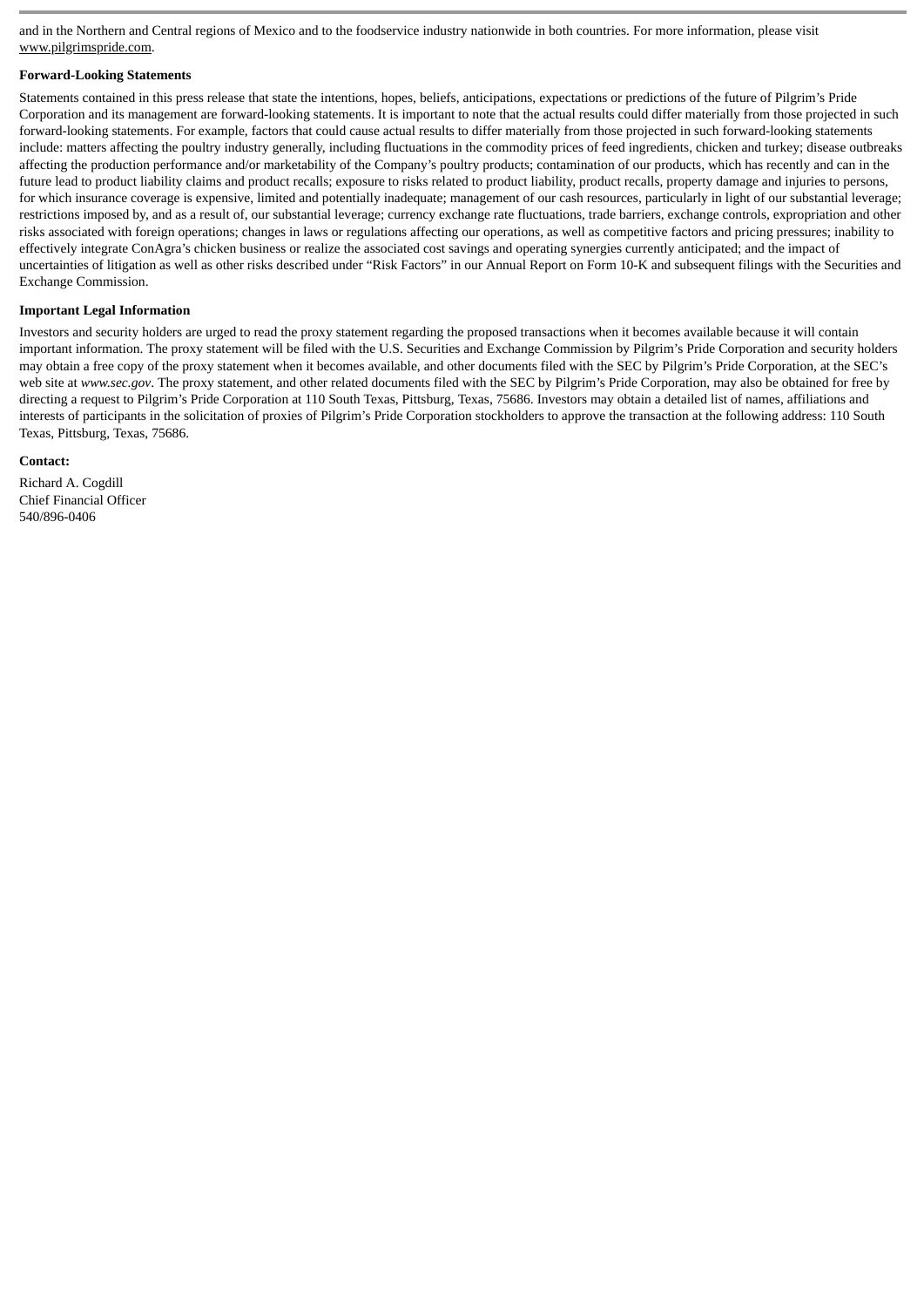and in the Northern and Central regions of Mexico and to the foodservice industry nationwide in both countries. For more information, please visit www.pilgrimspride.com.

**Forward-Looking Statements**

Statements contained in this press release that state the intentions, hopes, beliefs, anticipations, expectations or predictions of the future of Pilgrim's Pride Corporation and its management are forward-looking statements. It is important to note that the actual results could differ materially from those projected in such forward-looking statements. For example, factors that could cause actual results to differ materially from those projected in such forward-looking statements include: matters affecting the poultry industry generally, including fluctuations in the commodity prices of feed ingredients, chicken and turkey; disease outbreaks affecting the production performance and/or marketability of the Company's poultry products; contamination of our products, which has recently and can in the future lead to product liability claims and product recalls; exposure to risks related to product liability, product recalls, property damage and injuries to persons, for which insurance coverage is expensive, limited and potentially inadequate; management of our cash resources, particularly in light of our substantial leverage; restrictions imposed by, and as a result of, our substantial leverage; currency exchange rate fluctuations, trade barriers, exchange controls, expropriation and other risks associated with foreign operations; changes in laws or regulations affecting our operations, as well as competitive factors and pricing pressures; inability to effectively integrate ConAgra's chicken business or realize the associated cost savings and operating synergies currently anticipated; and the impact of uncertainties of litigation as well as other risks described under "Risk Factors" in our Annual Report on Form 10-K and subsequent filings with the Securities and Exchange Commission.

**Important Legal Information**

Investors and security holders are urged to read the proxy statement regarding the proposed transactions when it becomes available because it will contain important information. The proxy statement will be filed with the U.S. Securities and Exchange Commission by Pilgrim's Pride Corporation and security holders may obtain a free copy of the proxy statement when it becomes available, and other documents filed with the SEC by Pilgrim's Pride Corporation, at the SEC's web site at *www.sec.gov*. The proxy statement, and other related documents filed with the SEC by Pilgrim's Pride Corporation, may also be obtained for free by directing a request to Pilgrim's Pride Corporation at 110 South Texas, Pittsburg, Texas, 75686. Investors may obtain a detailed list of names, affiliations and interests of participants in the solicitation of proxies of Pilgrim's Pride Corporation stockholders to approve the transaction at the following address: 110 South Texas, Pittsburg, Texas, 75686.

**Contact:**

Richard A. Cogdill
Chief Financial Officer
540/896-0406